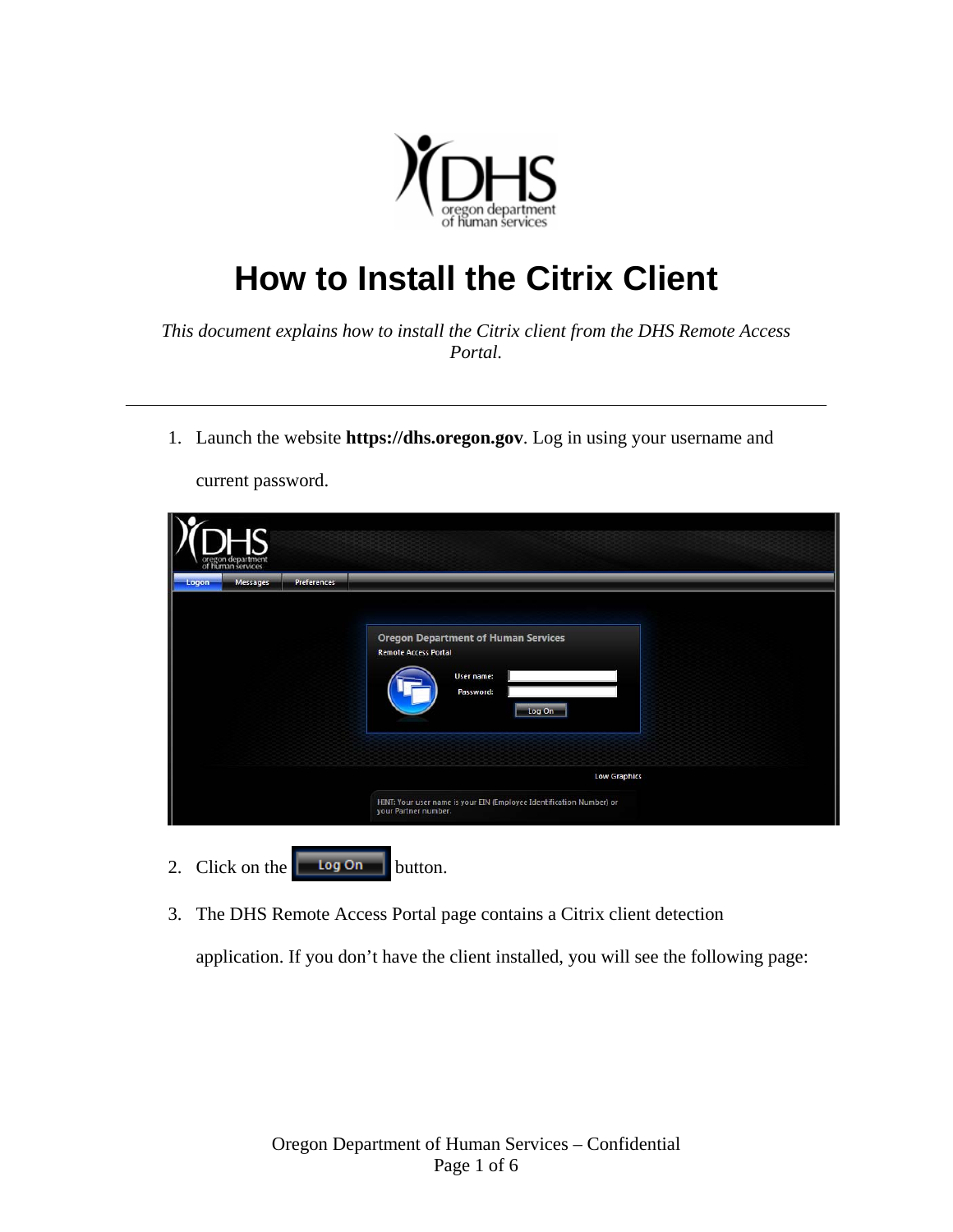# How to Install the Citrix Client

*This document explains how to install the Citrix client from the DHS Remote Access Portal.*

---

1. Launch the website **https://dhs.oregon.gov**. Log in using your username and current password.

2. Click on the Log On button.

3. The DHS Remote Access Portal page contains a Citrix client detection application. If you don't have the client installed, you will see the following page: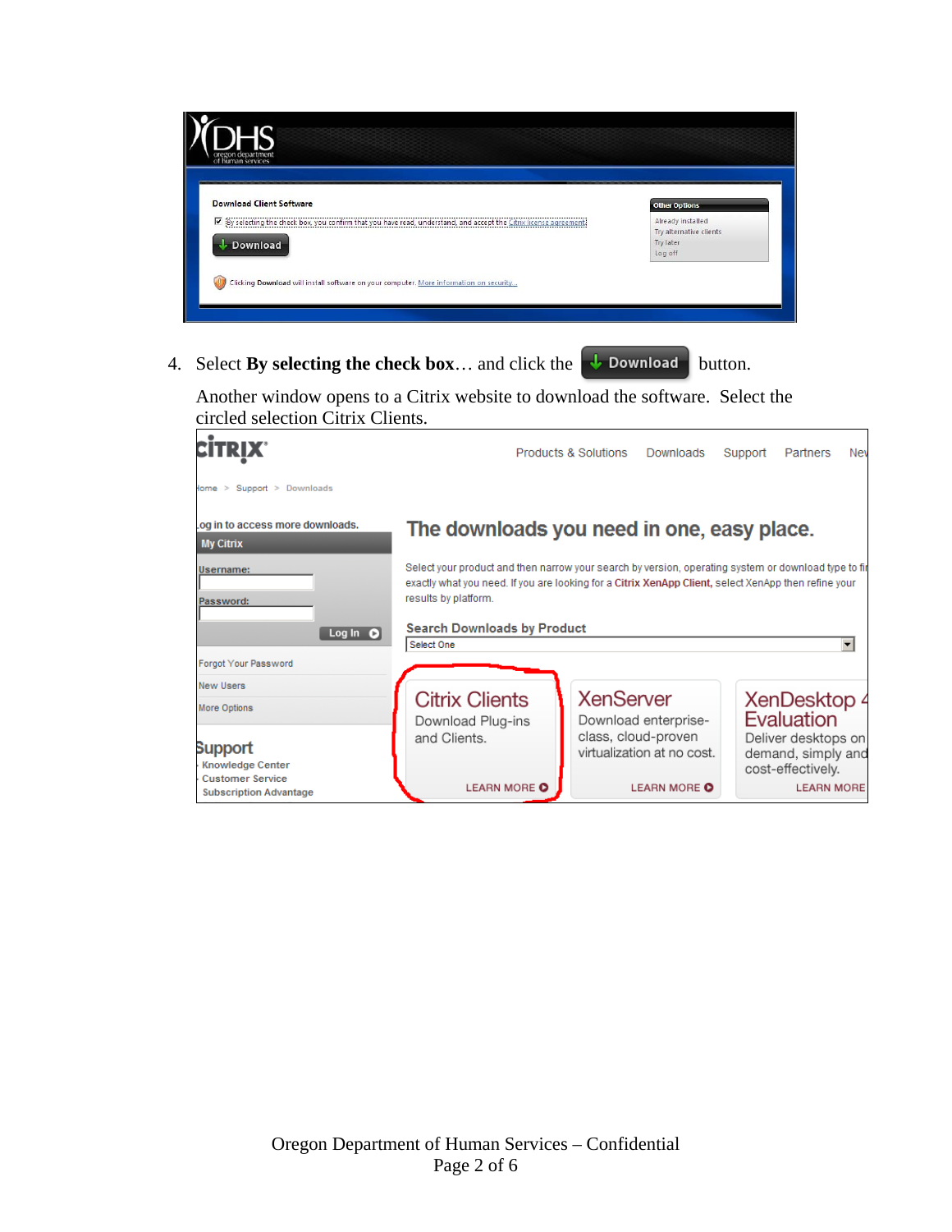4. Select **By selecting the check box**… and click the Download button.

   Another window opens to a Citrix website to download the software. Select the circled selection Citrix Clients.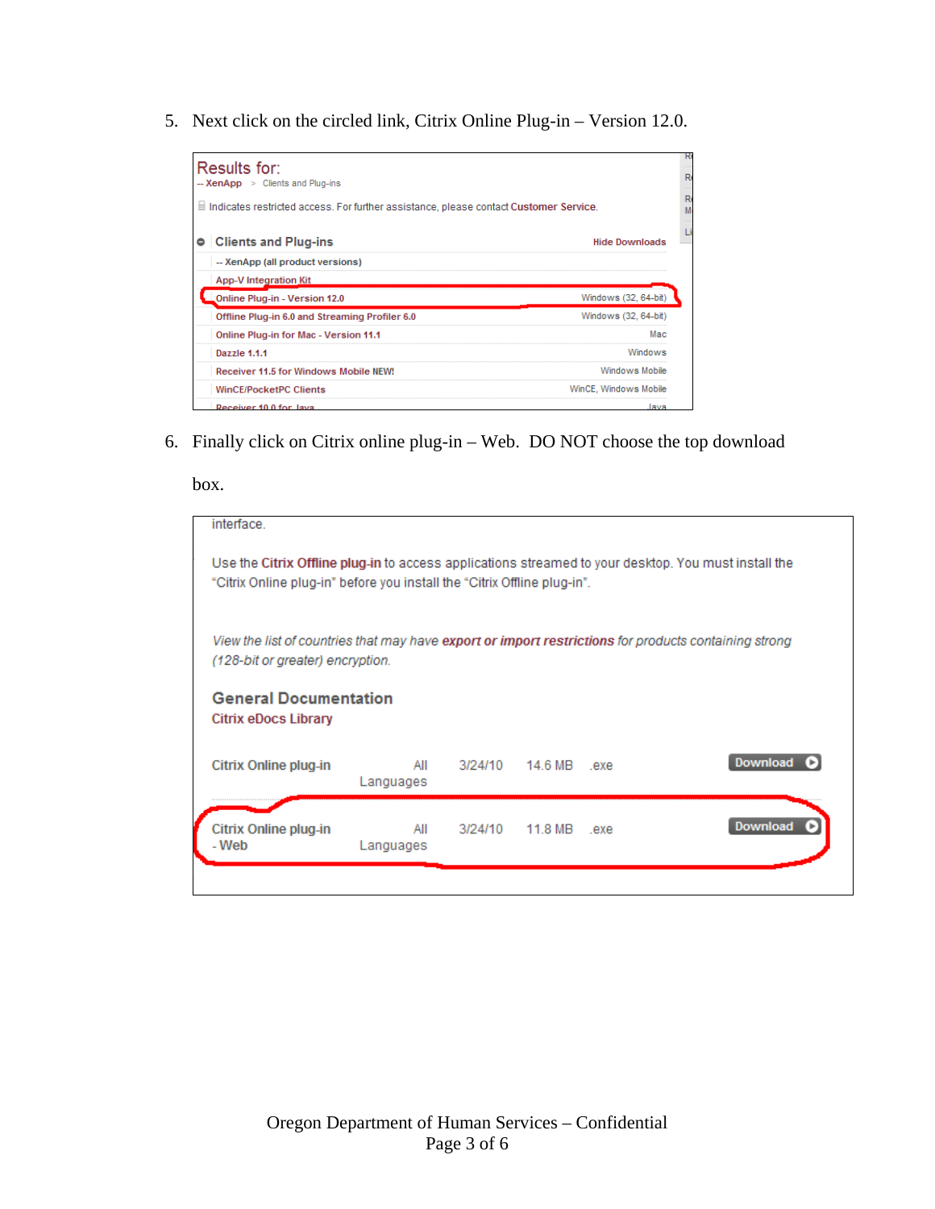5. Next click on the circled link, Citrix Online Plug-in – Version 12.0.

Results for:
-- XenApp > Clients and Plug-ins

Indicates restricted access. For further assistance, please contact Customer Service.

Clients and Plug-ins — Hide Downloads

| | |
|---|---|
| -- XenApp (all product versions) | |
| App-V Integration Kit | |
| Online Plug-in - Version 12.0 | Windows (32, 64-bit) |
| Offline Plug-in 6.0 and Streaming Profiler 6.0 | Windows (32, 64-bit) |
| Online Plug-in for Mac - Version 11.1 | Mac |
| Dazzle 1.1.1 | Windows |
| Receiver 11.5 for Windows Mobile NEW! | Windows Mobile |
| WinCE/PocketPC Clients | WinCE, Windows Mobile |
| Receiver 10.0 for Java | Java |

6. Finally click on Citrix online plug-in – Web. DO NOT choose the top download box.

interface.

Use the Citrix Offline plug-in to access applications streamed to your desktop. You must install the "Citrix Online plug-in" before you install the "Citrix Offline plug-in".

*View the list of countries that may have **export or import restrictions** for products containing strong (128-bit or greater) encryption.*

**General Documentation**
Citrix eDocs Library

| | | | | | |
|---|---|---|---|---|---|
| Citrix Online plug-in | All Languages | 3/24/10 | 14.6 MB | .exe | Download |
| Citrix Online plug-in - Web | All Languages | 3/24/10 | 11.8 MB | .exe | Download |

Oregon Department of Human Services – Confidential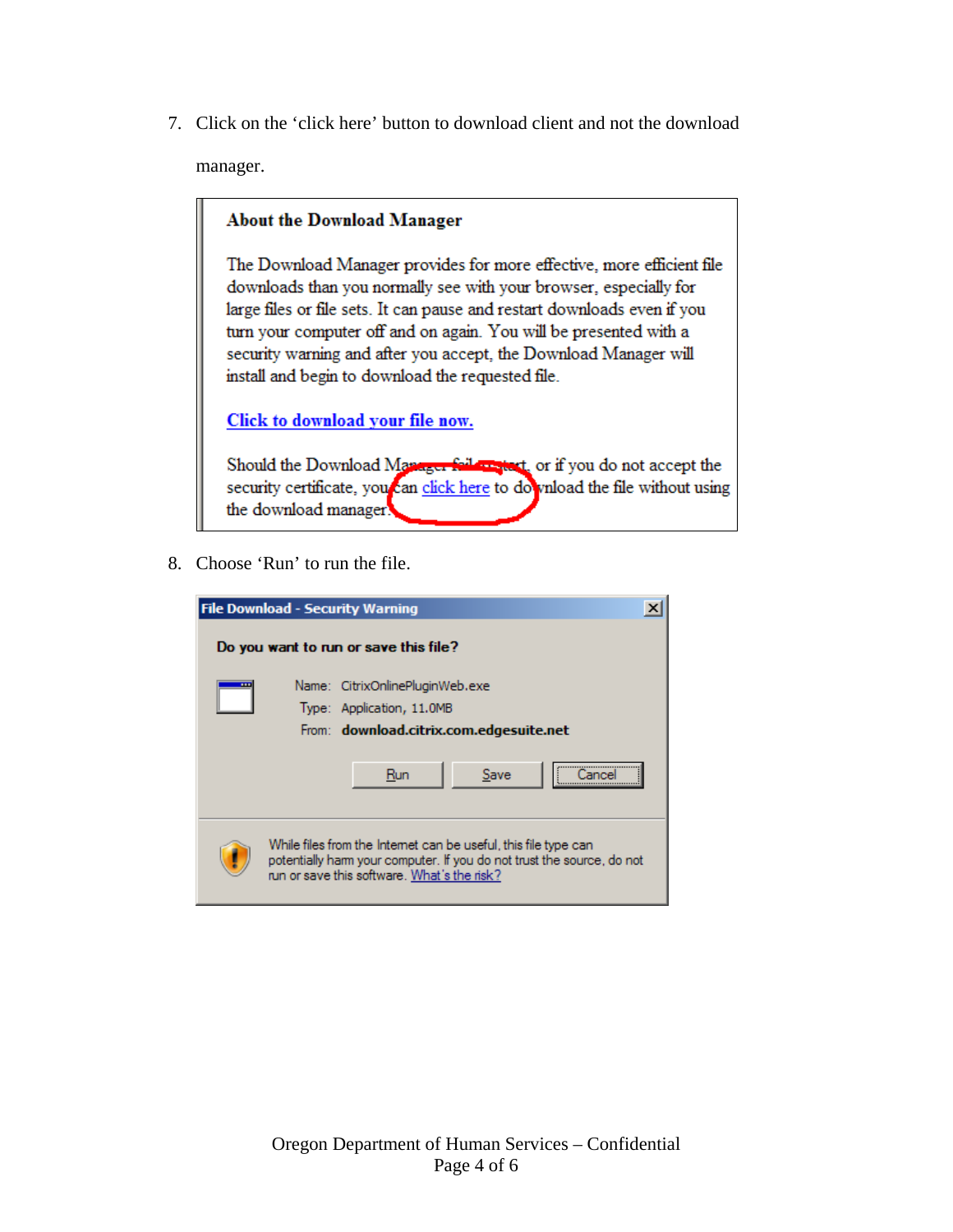7. Click on the 'click here' button to download client and not the download manager.

> **About the Download Manager**
>
> The Download Manager provides for more effective, more efficient file downloads than you normally see with your browser, especially for large files or file sets. It can pause and restart downloads even if you turn your computer off and on again. You will be presented with a security warning and after you accept, the Download Manager will install and begin to download the requested file.
>
> Click to download your file now.
>
> Should the Download Manager fail to start, or if you do not accept the security certificate, you can click here to download the file without using the download manager.

8. Choose 'Run' to run the file.

> **File Download - Security Warning**
>
> **Do you want to run or save this file?**
>
> Name: CitrixOnlinePluginWeb.exe
> Type: Application, 11.0MB
> From: **download.citrix.com.edgesuite.net**
>
> Run | Save | Cancel
>
> While files from the Internet can be useful, this file type can potentially harm your computer. If you do not trust the source, do not run or save this software. What's the risk?

Oregon Department of Human Services – Confidential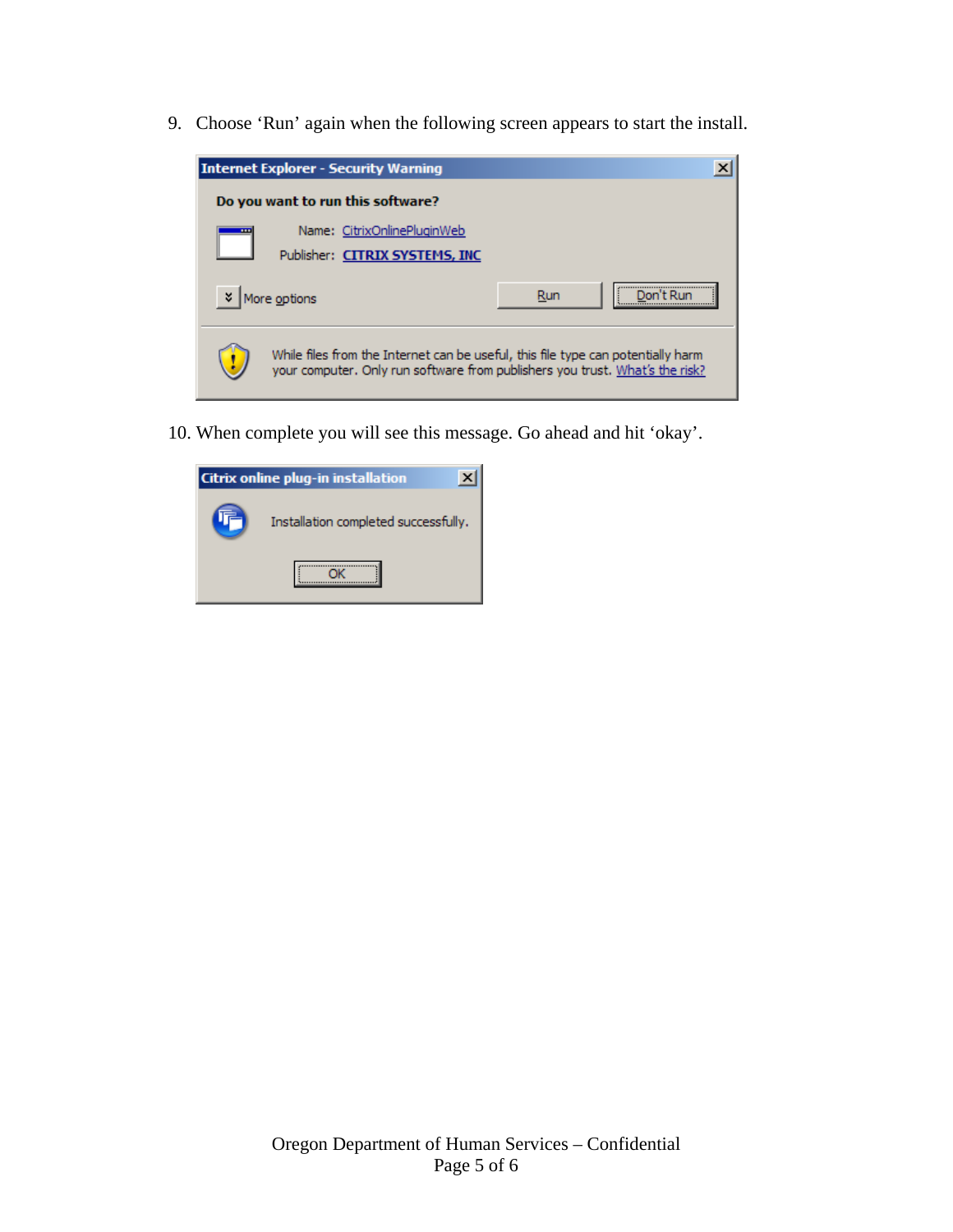9. Choose 'Run' again when the following screen appears to start the install.

10. When complete you will see this message. Go ahead and hit 'okay'.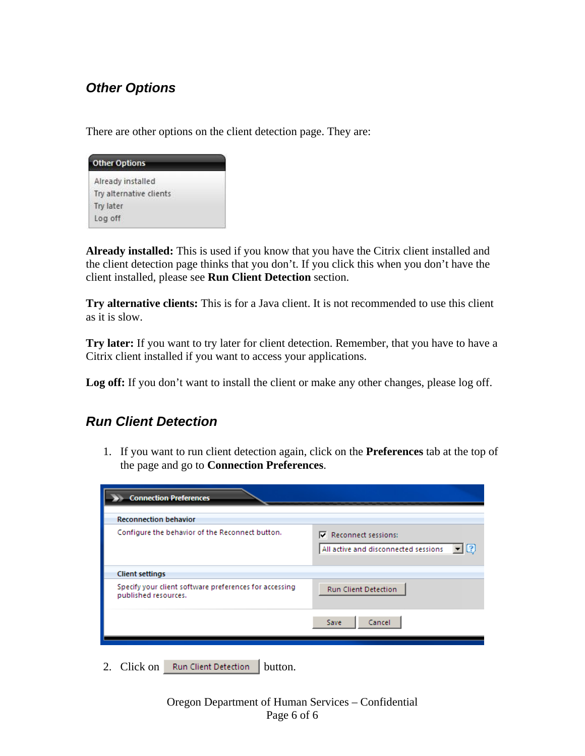## Other Options

There are other options on the client detection page. They are:

Other Options
Already installed
Try alternative clients
Try later
Log off

**Already installed:** This is used if you know that you have the Citrix client installed and the client detection page thinks that you don't. If you click this when you don't have the client installed, please see **Run Client Detection** section.

**Try alternative clients:** This is for a Java client. It is not recommended to use this client as it is slow.

**Try later:** If you want to try later for client detection. Remember, that you have to have a Citrix client installed if you want to access your applications.

**Log off:** If you don't want to install the client or make any other changes, please log off.

## Run Client Detection

1. If you want to run client detection again, click on the **Preferences** tab at the top of the page and go to **Connection Preferences**.

Connection Preferences
Reconnection behavior
Configure the behavior of the Reconnect button.
Reconnect sessions:
All active and disconnected sessions
Client settings
Specify your client software preferences for accessing published resources.
Run Client Detection
Save
Cancel

2. Click on Run Client Detection button.